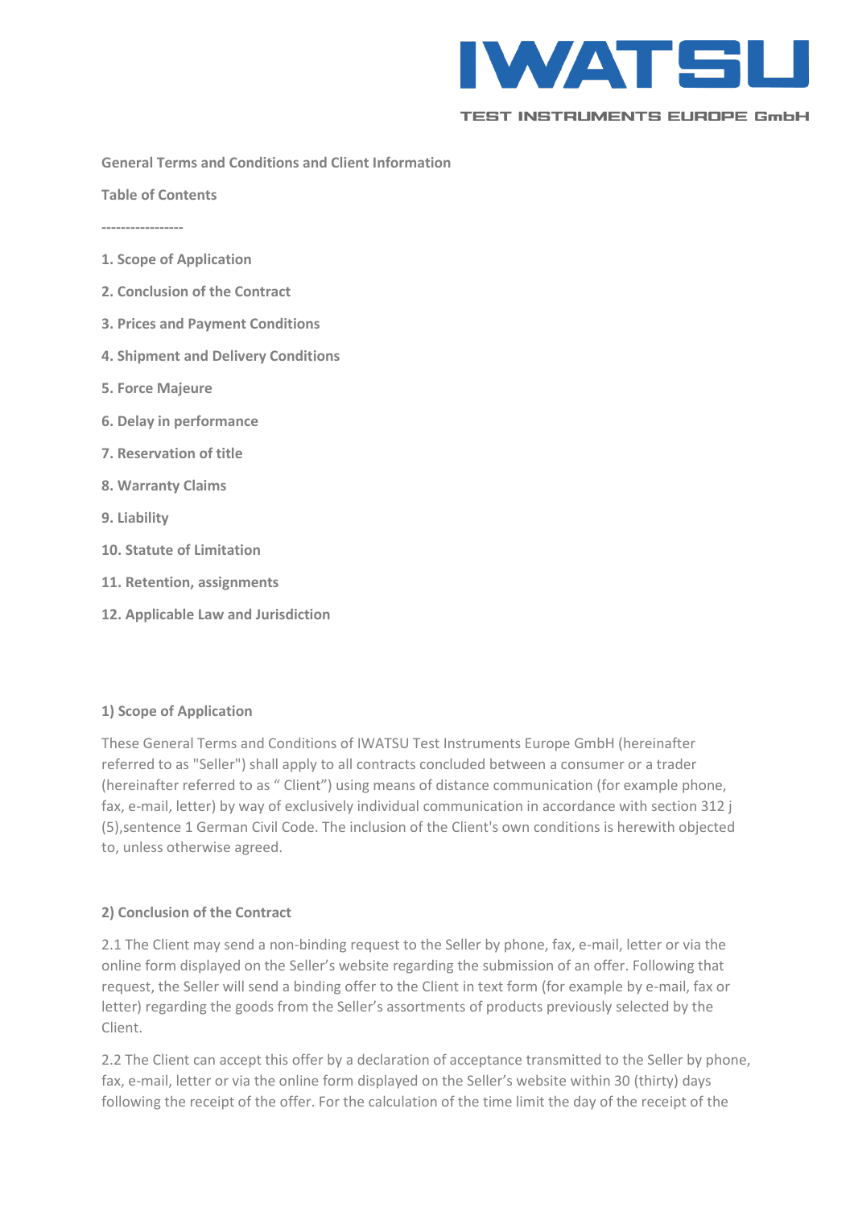IWATSU

TEST INSTRUMENTS EUROPE GmbH

**General Terms and Conditions and Client Information**

**Table of Contents**

-----------------

1. **Scope of Application**
2. **Conclusion of the Contract**
3. **Prices and Payment Conditions**
4. **Shipment and Delivery Conditions**
5. **Force Majeure**
6. **Delay in performance**
7. **Reservation of title**
8. **Warranty Claims**
9. **Liability**
10. **Statute of Limitation**
11. **Retention, assignments**
12. **Applicable Law and Jurisdiction**

## 1) Scope of Application

These General Terms and Conditions of IWATSU Test Instruments Europe GmbH (hereinafter referred to as "Seller") shall apply to all contracts concluded between a consumer or a trader (hereinafter referred to as " Client") using means of distance communication (for example phone, fax, e-mail, letter) by way of exclusively individual communication in accordance with section 312 j (5),sentence 1 German Civil Code. The inclusion of the Client's own conditions is herewith objected to, unless otherwise agreed.

## 2) Conclusion of the Contract

2.1 The Client may send a non-binding request to the Seller by phone, fax, e-mail, letter or via the online form displayed on the Seller's website regarding the submission of an offer. Following that request, the Seller will send a binding offer to the Client in text form (for example by e-mail, fax or letter) regarding the goods from the Seller's assortments of products previously selected by the Client.

2.2 The Client can accept this offer by a declaration of acceptance transmitted to the Seller by phone, fax, e-mail, letter or via the online form displayed on the Seller's website within 30 (thirty) days following the receipt of the offer. For the calculation of the time limit the day of the receipt of the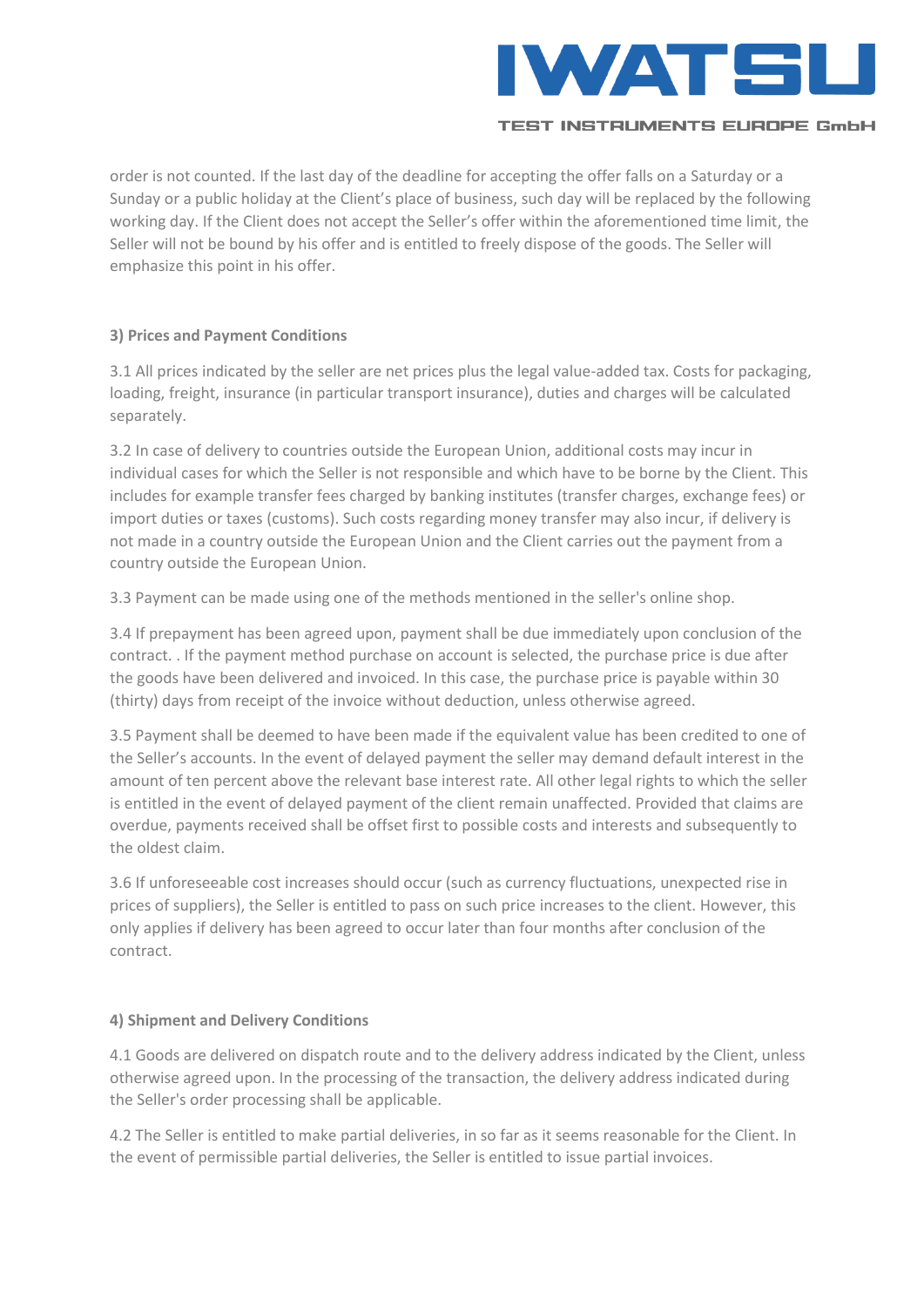order is not counted. If the last day of the deadline for accepting the offer falls on a Saturday or a Sunday or a public holiday at the Client's place of business, such day will be replaced by the following working day. If the Client does not accept the Seller's offer within the aforementioned time limit, the Seller will not be bound by his offer and is entitled to freely dispose of the goods. The Seller will emphasize this point in his offer.

### 3) Prices and Payment Conditions

3.1 All prices indicated by the seller are net prices plus the legal value-added tax. Costs for packaging, loading, freight, insurance (in particular transport insurance), duties and charges will be calculated separately.

3.2 In case of delivery to countries outside the European Union, additional costs may incur in individual cases for which the Seller is not responsible and which have to be borne by the Client. This includes for example transfer fees charged by banking institutes (transfer charges, exchange fees) or import duties or taxes (customs). Such costs regarding money transfer may also incur, if delivery is not made in a country outside the European Union and the Client carries out the payment from a country outside the European Union.

3.3 Payment can be made using one of the methods mentioned in the seller's online shop.

3.4 If prepayment has been agreed upon, payment shall be due immediately upon conclusion of the contract. . If the payment method purchase on account is selected, the purchase price is due after the goods have been delivered and invoiced. In this case, the purchase price is payable within 30 (thirty) days from receipt of the invoice without deduction, unless otherwise agreed.

3.5 Payment shall be deemed to have been made if the equivalent value has been credited to one of the Seller's accounts. In the event of delayed payment the seller may demand default interest in the amount of ten percent above the relevant base interest rate. All other legal rights to which the seller is entitled in the event of delayed payment of the client remain unaffected. Provided that claims are overdue, payments received shall be offset first to possible costs and interests and subsequently to the oldest claim.

3.6 If unforeseeable cost increases should occur (such as currency fluctuations, unexpected rise in prices of suppliers), the Seller is entitled to pass on such price increases to the client. However, this only applies if delivery has been agreed to occur later than four months after conclusion of the contract.

### 4) Shipment and Delivery Conditions

4.1 Goods are delivered on dispatch route and to the delivery address indicated by the Client, unless otherwise agreed upon. In the processing of the transaction, the delivery address indicated during the Seller's order processing shall be applicable.

4.2 The Seller is entitled to make partial deliveries, in so far as it seems reasonable for the Client. In the event of permissible partial deliveries, the Seller is entitled to issue partial invoices.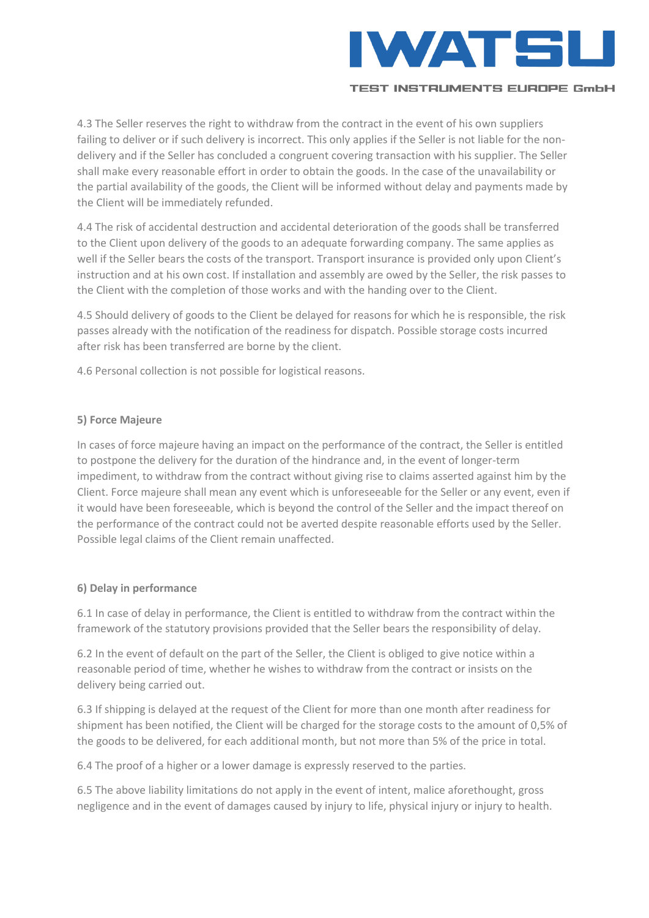4.3 The Seller reserves the right to withdraw from the contract in the event of his own suppliers failing to deliver or if such delivery is incorrect. This only applies if the Seller is not liable for the non-delivery and if the Seller has concluded a congruent covering transaction with his supplier. The Seller shall make every reasonable effort in order to obtain the goods. In the case of the unavailability or the partial availability of the goods, the Client will be informed without delay and payments made by the Client will be immediately refunded.

4.4 The risk of accidental destruction and accidental deterioration of the goods shall be transferred to the Client upon delivery of the goods to an adequate forwarding company. The same applies as well if the Seller bears the costs of the transport. Transport insurance is provided only upon Client's instruction and at his own cost. If installation and assembly are owed by the Seller, the risk passes to the Client with the completion of those works and with the handing over to the Client.

4.5 Should delivery of goods to the Client be delayed for reasons for which he is responsible, the risk passes already with the notification of the readiness for dispatch. Possible storage costs incurred after risk has been transferred are borne by the client.

4.6 Personal collection is not possible for logistical reasons.

**5) Force Majeure**

In cases of force majeure having an impact on the performance of the contract, the Seller is entitled to postpone the delivery for the duration of the hindrance and, in the event of longer-term impediment, to withdraw from the contract without giving rise to claims asserted against him by the Client. Force majeure shall mean any event which is unforeseeable for the Seller or any event, even if it would have been foreseeable, which is beyond the control of the Seller and the impact thereof on the performance of the contract could not be averted despite reasonable efforts used by the Seller. Possible legal claims of the Client remain unaffected.

**6) Delay in performance**

6.1 In case of delay in performance, the Client is entitled to withdraw from the contract within the framework of the statutory provisions provided that the Seller bears the responsibility of delay.

6.2 In the event of default on the part of the Seller, the Client is obliged to give notice within a reasonable period of time, whether he wishes to withdraw from the contract or insists on the delivery being carried out.

6.3 If shipping is delayed at the request of the Client for more than one month after readiness for shipment has been notified, the Client will be charged for the storage costs to the amount of 0,5% of the goods to be delivered, for each additional month, but not more than 5% of the price in total.

6.4 The proof of a higher or a lower damage is expressly reserved to the parties.

6.5 The above liability limitations do not apply in the event of intent, malice aforethought, gross negligence and in the event of damages caused by injury to life, physical injury or injury to health.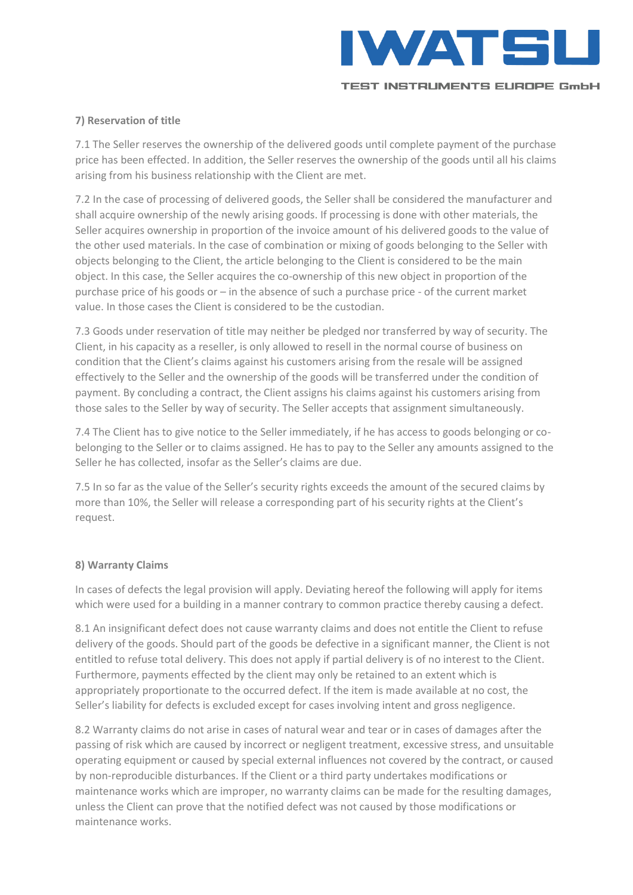### 7) Reservation of title

7.1 The Seller reserves the ownership of the delivered goods until complete payment of the purchase price has been effected. In addition, the Seller reserves the ownership of the goods until all his claims arising from his business relationship with the Client are met.

7.2 In the case of processing of delivered goods, the Seller shall be considered the manufacturer and shall acquire ownership of the newly arising goods. If processing is done with other materials, the Seller acquires ownership in proportion of the invoice amount of his delivered goods to the value of the other used materials. In the case of combination or mixing of goods belonging to the Seller with objects belonging to the Client, the article belonging to the Client is considered to be the main object. In this case, the Seller acquires the co-ownership of this new object in proportion of the purchase price of his goods or – in the absence of such a purchase price - of the current market value. In those cases the Client is considered to be the custodian.

7.3 Goods under reservation of title may neither be pledged nor transferred by way of security. The Client, in his capacity as a reseller, is only allowed to resell in the normal course of business on condition that the Client's claims against his customers arising from the resale will be assigned effectively to the Seller and the ownership of the goods will be transferred under the condition of payment. By concluding a contract, the Client assigns his claims against his customers arising from those sales to the Seller by way of security. The Seller accepts that assignment simultaneously.

7.4 The Client has to give notice to the Seller immediately, if he has access to goods belonging or co-belonging to the Seller or to claims assigned. He has to pay to the Seller any amounts assigned to the Seller he has collected, insofar as the Seller's claims are due.

7.5 In so far as the value of the Seller's security rights exceeds the amount of the secured claims by more than 10%, the Seller will release a corresponding part of his security rights at the Client's request.

### 8) Warranty Claims

In cases of defects the legal provision will apply. Deviating hereof the following will apply for items which were used for a building in a manner contrary to common practice thereby causing a defect.

8.1 An insignificant defect does not cause warranty claims and does not entitle the Client to refuse delivery of the goods. Should part of the goods be defective in a significant manner, the Client is not entitled to refuse total delivery. This does not apply if partial delivery is of no interest to the Client. Furthermore, payments effected by the client may only be retained to an extent which is appropriately proportionate to the occurred defect. If the item is made available at no cost, the Seller's liability for defects is excluded except for cases involving intent and gross negligence.

8.2 Warranty claims do not arise in cases of natural wear and tear or in cases of damages after the passing of risk which are caused by incorrect or negligent treatment, excessive stress, and unsuitable operating equipment or caused by special external influences not covered by the contract, or caused by non-reproducible disturbances. If the Client or a third party undertakes modifications or maintenance works which are improper, no warranty claims can be made for the resulting damages, unless the Client can prove that the notified defect was not caused by those modifications or maintenance works.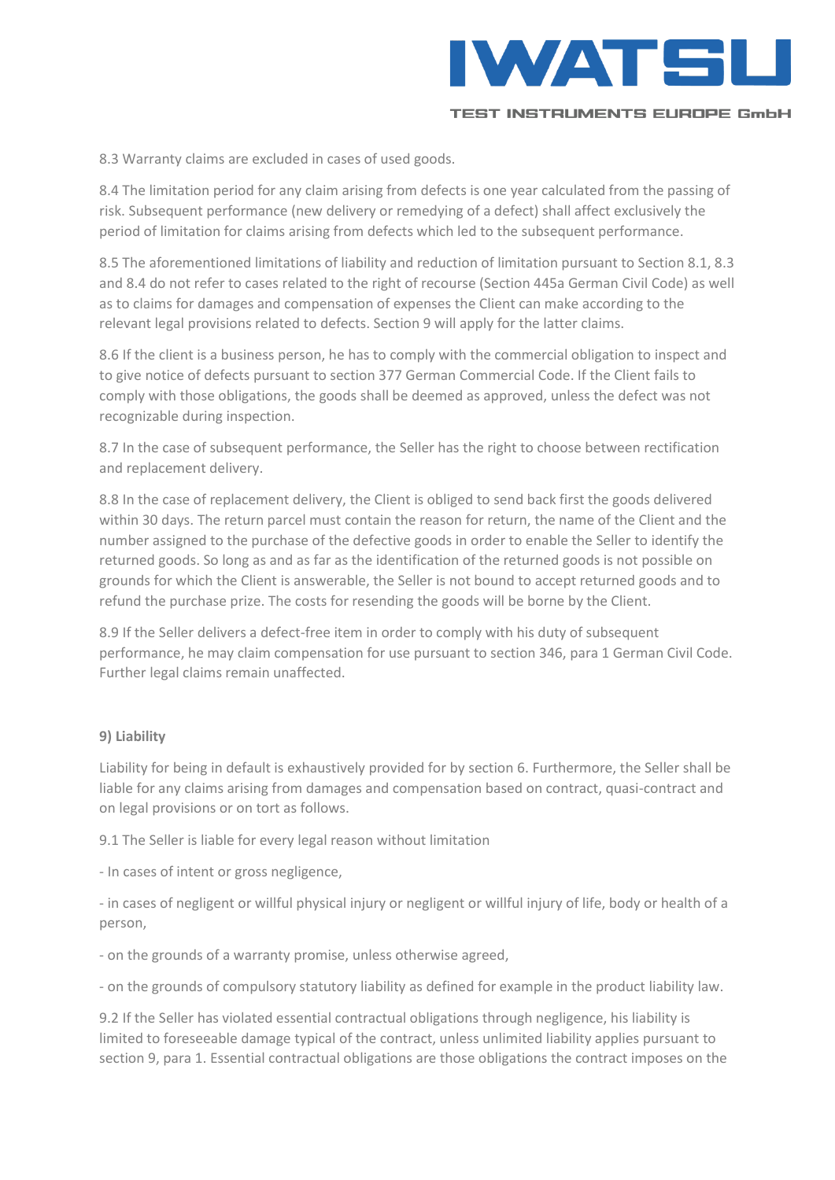8.3 Warranty claims are excluded in cases of used goods.

8.4 The limitation period for any claim arising from defects is one year calculated from the passing of risk. Subsequent performance (new delivery or remedying of a defect) shall affect exclusively the period of limitation for claims arising from defects which led to the subsequent performance.

8.5 The aforementioned limitations of liability and reduction of limitation pursuant to Section 8.1, 8.3 and 8.4 do not refer to cases related to the right of recourse (Section 445a German Civil Code) as well as to claims for damages and compensation of expenses the Client can make according to the relevant legal provisions related to defects. Section 9 will apply for the latter claims.

8.6 If the client is a business person, he has to comply with the commercial obligation to inspect and to give notice of defects pursuant to section 377 German Commercial Code. If the Client fails to comply with those obligations, the goods shall be deemed as approved, unless the defect was not recognizable during inspection.

8.7 In the case of subsequent performance, the Seller has the right to choose between rectification and replacement delivery.

8.8 In the case of replacement delivery, the Client is obliged to send back first the goods delivered within 30 days. The return parcel must contain the reason for return, the name of the Client and the number assigned to the purchase of the defective goods in order to enable the Seller to identify the returned goods. So long as and as far as the identification of the returned goods is not possible on grounds for which the Client is answerable, the Seller is not bound to accept returned goods and to refund the purchase prize. The costs for resending the goods will be borne by the Client.

8.9 If the Seller delivers a defect-free item in order to comply with his duty of subsequent performance, he may claim compensation for use pursuant to section 346, para 1 German Civil Code. Further legal claims remain unaffected.

**9) Liability**

Liability for being in default is exhaustively provided for by section 6. Furthermore, the Seller shall be liable for any claims arising from damages and compensation based on contract, quasi-contract and on legal provisions or on tort as follows.

9.1 The Seller is liable for every legal reason without limitation

- In cases of intent or gross negligence,

- in cases of negligent or willful physical injury or negligent or willful injury of life, body or health of a person,

- on the grounds of a warranty promise, unless otherwise agreed,

- on the grounds of compulsory statutory liability as defined for example in the product liability law.

9.2 If the Seller has violated essential contractual obligations through negligence, his liability is limited to foreseeable damage typical of the contract, unless unlimited liability applies pursuant to section 9, para 1. Essential contractual obligations are those obligations the contract imposes on the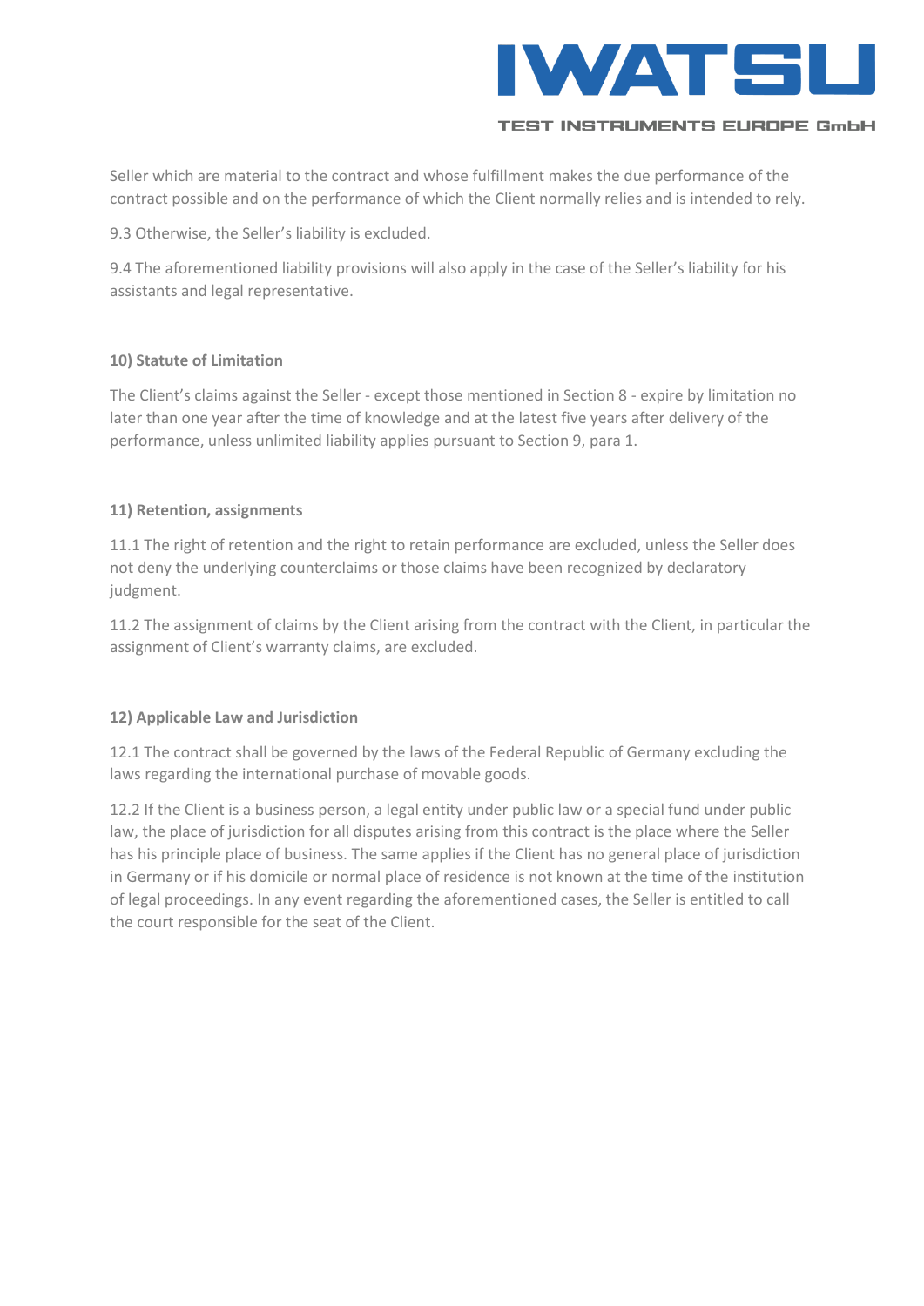Seller which are material to the contract and whose fulfillment makes the due performance of the contract possible and on the performance of which the Client normally relies and is intended to rely.

9.3 Otherwise, the Seller's liability is excluded.

9.4 The aforementioned liability provisions will also apply in the case of the Seller's liability for his assistants and legal representative.

**10) Statute of Limitation**

The Client's claims against the Seller - except those mentioned in Section 8 - expire by limitation no later than one year after the time of knowledge and at the latest five years after delivery of the performance, unless unlimited liability applies pursuant to Section 9, para 1.

**11) Retention, assignments**

11.1 The right of retention and the right to retain performance are excluded, unless the Seller does not deny the underlying counterclaims or those claims have been recognized by declaratory judgment.

11.2 The assignment of claims by the Client arising from the contract with the Client, in particular the assignment of Client's warranty claims, are excluded.

**12) Applicable Law and Jurisdiction**

12.1 The contract shall be governed by the laws of the Federal Republic of Germany excluding the laws regarding the international purchase of movable goods.

12.2 If the Client is a business person, a legal entity under public law or a special fund under public law, the place of jurisdiction for all disputes arising from this contract is the place where the Seller has his principle place of business. The same applies if the Client has no general place of jurisdiction in Germany or if his domicile or normal place of residence is not known at the time of the institution of legal proceedings. In any event regarding the aforementioned cases, the Seller is entitled to call the court responsible for the seat of the Client.